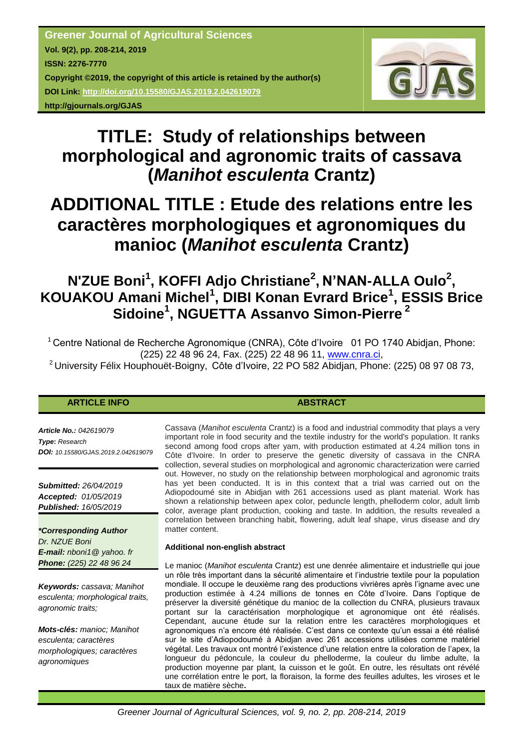**Greener Journal of Agricultural Sciences**
**Vol. 9(2), pp. 208-214, 2019**
**ISSN: 2276-7770**
**Copyright ©2019, the copyright of this article is retained by the author(s)**
**DOI Link: http://doi.org/10.15580/GJAS.2019.2.042619079**
**http://gjournals.org/GJAS**

# TITLE: Study of relationships between morphological and agronomic traits of cassava (*Manihot esculenta* Crantz)

# ADDITIONAL TITLE : Etude des relations entre les caractères morphologiques et agronomiques du manioc (*Manihot esculenta* Crantz)

## N'ZUE Boni[1], KOFFI Adjo Christiane[2], N'NAN-ALLA Oulo[2], KOUAKOU Amani Michel[1], DIBI Konan Evrard Brice[1], ESSIS Brice Sidoine[1], NGUETTA Assanvo Simon-Pierre [2]

[1] Centre National de Recherche Agronomique (CNRA), Côte d'Ivoire 01 PO 1740 Abidjan, Phone: (225) 22 48 96 24, Fax. (225) 22 48 96 11, www.cnra.ci,

[2] University Félix Houphouët-Boigny, Côte d'Ivoire, 22 PO 582 Abidjan, Phone: (225) 08 97 08 73,

**ARTICLE INFO**

***Article No.:*** *042619079*
***Type*:** *Research*
***DOI:*** *10.15580/GJAS.2019.2.042619079*

***Submitted:*** *26/04/2019*
***Accepted:*** *01/05/2019*
***Published:*** *16/05/2019*

***\*Corresponding Author***
*Dr. NZUE Boni*
***E-mail:*** *nboni1@ yahoo. fr*
***Phone:*** *(225) 22 48 96 24*

***Keywords:*** *cassava; Manihot esculenta; morphological traits, agronomic traits;*

***Mots-clés:*** *manioc; Manihot esculenta; caractères morphologiques; caractères agronomiques*

**ABSTRACT**

Cassava (*Manihot esculenta* Crantz) is a food and industrial commodity that plays a very important role in food security and the textile industry for the world's population. It ranks second among food crops after yam, with production estimated at 4.24 million tons in Côte d'Ivoire. In order to preserve the genetic diversity of cassava in the CNRA collection, several studies on morphological and agronomic characterization were carried out. However, no study on the relationship between morphological and agronomic traits has yet been conducted. It is in this context that a trial was carried out on the Adiopodoumé site in Abidjan with 261 accessions used as plant material. Work has shown a relationship between apex color, peduncle length, phelloderm color, adult limb color, average plant production, cooking and taste. In addition, the results revealed a correlation between branching habit, flowering, adult leaf shape, virus disease and dry matter content.

**Additional non-english abstract**

Le manioc (*Manihot esculenta* Crantz) est une denrée alimentaire et industrielle qui joue un rôle très important dans la sécurité alimentaire et l'industrie textile pour la population mondiale. Il occupe le deuxième rang des productions vivrières après l'igname avec une production estimée à 4.24 millions de tonnes en Côte d'Ivoire. Dans l'optique de préserver la diversité génétique du manioc de la collection du CNRA, plusieurs travaux portant sur la caractérisation morphologique et agronomique ont été réalisés. Cependant, aucune étude sur la relation entre les caractères morphologiques et agronomiques n'a encore été réalisée. C'est dans ce contexte qu'un essai a été réalisé sur le site d'Adiopodoumé à Abidjan avec 261 accessions utilisées comme matériel végétal. Les travaux ont montré l'existence d'une relation entre la coloration de l'apex, la longueur du pédoncule, la couleur du phelloderme, la couleur du limbe adulte, la production moyenne par plant, la cuisson et le goût. En outre, les résultats ont révélé une corrélation entre le port, la floraison, la forme des feuilles adultes, les viroses et le taux de matière sèche**.**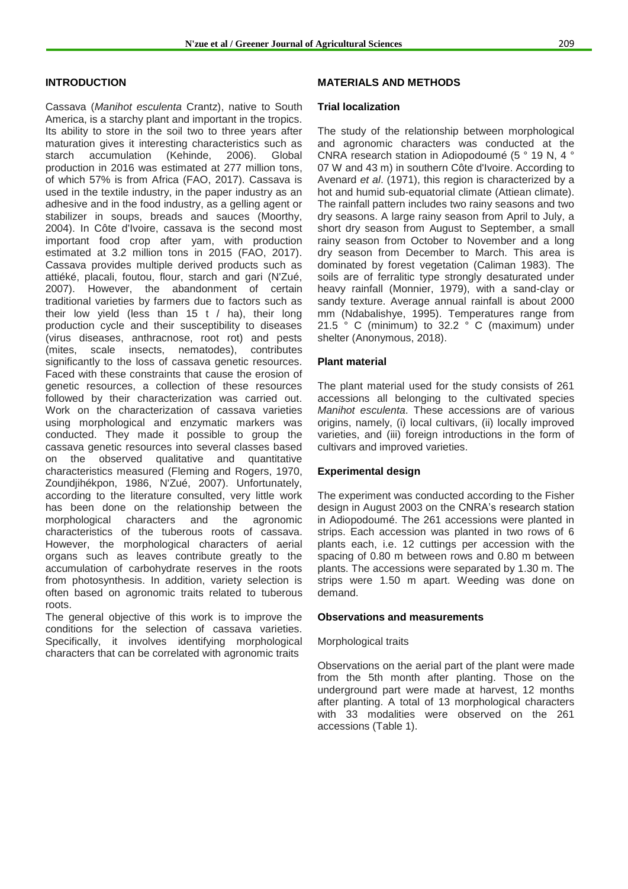## INTRODUCTION

Cassava (*Manihot esculenta* Crantz), native to South America, is a starchy plant and important in the tropics. Its ability to store in the soil two to three years after maturation gives it interesting characteristics such as starch accumulation (Kehinde, 2006). Global production in 2016 was estimated at 277 million tons, of which 57% is from Africa (FAO, 2017). Cassava is used in the textile industry, in the paper industry as an adhesive and in the food industry, as a gelling agent or stabilizer in soups, breads and sauces (Moorthy, 2004). In Côte d'Ivoire, cassava is the second most important food crop after yam, with production estimated at 3.2 million tons in 2015 (FAO, 2017). Cassava provides multiple derived products such as attiéké, placali, foutou, flour, starch and gari (N'Zué, 2007). However, the abandonment of certain traditional varieties by farmers due to factors such as their low yield (less than 15 t / ha), their long production cycle and their susceptibility to diseases (virus diseases, anthracnose, root rot) and pests (mites, scale insects, nematodes), contributes significantly to the loss of cassava genetic resources. Faced with these constraints that cause the erosion of genetic resources, a collection of these resources followed by their characterization was carried out. Work on the characterization of cassava varieties using morphological and enzymatic markers was conducted. They made it possible to group the cassava genetic resources into several classes based on the observed qualitative and quantitative characteristics measured (Fleming and Rogers, 1970, Zoundjihékpon, 1986, N'Zué, 2007). Unfortunately, according to the literature consulted, very little work has been done on the relationship between the morphological characters and the agronomic characteristics of the tuberous roots of cassava. However, the morphological characters of aerial organs such as leaves contribute greatly to the accumulation of carbohydrate reserves in the roots from photosynthesis. In addition, variety selection is often based on agronomic traits related to tuberous roots.

The general objective of this work is to improve the conditions for the selection of cassava varieties. Specifically, it involves identifying morphological characters that can be correlated with agronomic traits

## MATERIALS AND METHODS

### Trial localization

The study of the relationship between morphological and agronomic characters was conducted at the CNRA research station in Adiopodoumé (5 ° 19 N, 4 ° 07 W and 43 m) in southern Côte d'Ivoire. According to Avenard *et al*. (1971), this region is characterized by a hot and humid sub-equatorial climate (Attiean climate). The rainfall pattern includes two rainy seasons and two dry seasons. A large rainy season from April to July, a short dry season from August to September, a small rainy season from October to November and a long dry season from December to March. This area is dominated by forest vegetation (Caliman 1983). The soils are of ferralitic type strongly desaturated under heavy rainfall (Monnier, 1979), with a sand-clay or sandy texture. Average annual rainfall is about 2000 mm (Ndabalishye, 1995). Temperatures range from 21.5 ° C (minimum) to 32.2 ° C (maximum) under shelter (Anonymous, 2018).

### Plant material

The plant material used for the study consists of 261 accessions all belonging to the cultivated species *Manihot esculenta*. These accessions are of various origins, namely, (i) local cultivars, (ii) locally improved varieties, and (iii) foreign introductions in the form of cultivars and improved varieties.

### Experimental design

The experiment was conducted according to the Fisher design in August 2003 on the CNRA's research station in Adiopodoumé. The 261 accessions were planted in strips. Each accession was planted in two rows of 6 plants each, i.e. 12 cuttings per accession with the spacing of 0.80 m between rows and 0.80 m between plants. The accessions were separated by 1.30 m. The strips were 1.50 m apart. Weeding was done on demand.

### Observations and measurements

Morphological traits

Observations on the aerial part of the plant were made from the 5th month after planting. Those on the underground part were made at harvest, 12 months after planting. A total of 13 morphological characters with 33 modalities were observed on the 261 accessions (Table 1).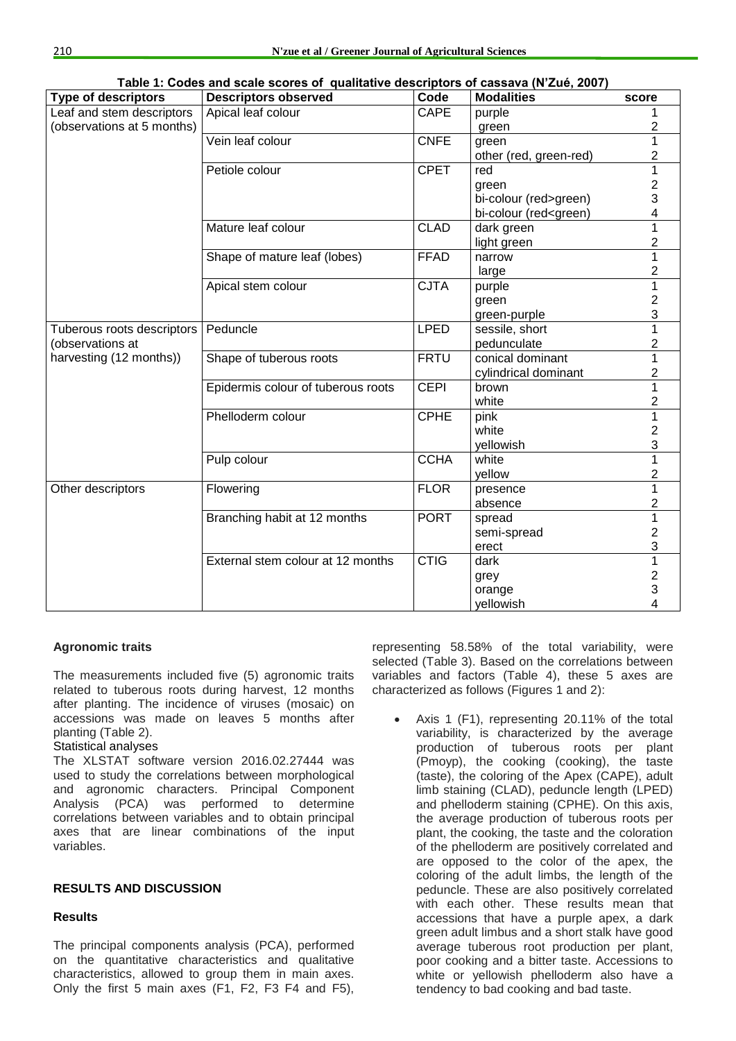**Table 1: Codes and scale scores of qualitative descriptors of cassava (N'Zué, 2007)**

| Type of descriptors | Descriptors observed | Code | Modalities | score |
|---|---|---|---|---|
| Leaf and stem descriptors (observations at 5 months) | Apical leaf colour | CAPE | purple | 1 |
| | | | green | 2 |
| | Vein leaf colour | CNFE | green | 1 |
| | | | other (red, green-red) | 2 |
| | Petiole colour | CPET | red | 1 |
| | | | green | 2 |
| | | | bi-colour (red>green) | 3 |
| | | | bi-colour (red<green) | 4 |
| | Mature leaf colour | CLAD | dark green | 1 |
| | | | light green | 2 |
| | Shape of mature leaf (lobes) | FFAD | narrow | 1 |
| | | | large | 2 |
| | Apical stem colour | CJTA | purple | 1 |
| | | | green | 2 |
| | | | green-purple | 3 |
| Tuberous roots descriptors (observations at harvesting (12 months)) | Peduncle | LPED | sessile, short | 1 |
| | | | pedunculate | 2 |
| | Shape of tuberous roots | FRTU | conical dominant | 1 |
| | | | cylindrical dominant | 2 |
| | Epidermis colour of tuberous roots | CEPI | brown | 1 |
| | | | white | 2 |
| | Phelloderm colour | CPHE | pink | 1 |
| | | | white | 2 |
| | | | yellowish | 3 |
| | Pulp colour | CCHA | white | 1 |
| | | | yellow | 2 |
| Other descriptors | Flowering | FLOR | presence | 1 |
| | | | absence | 2 |
| | Branching habit at 12 months | PORT | spread | 1 |
| | | | semi-spread | 2 |
| | | | erect | 3 |
| | External stem colour at 12 months | CTIG | dark | 1 |
| | | | grey | 2 |
| | | | orange | 3 |
| | | | yellowish | 4 |

### Agronomic traits

The measurements included five (5) agronomic traits related to tuberous roots during harvest, 12 months after planting. The incidence of viruses (mosaic) on accessions was made on leaves 5 months after planting (Table 2).

Statistical analyses

The XLSTAT software version 2016.02.27444 was used to study the correlations between morphological and agronomic characters. Principal Component Analysis (PCA) was performed to determine correlations between variables and to obtain principal axes that are linear combinations of the input variables.

## RESULTS AND DISCUSSION

### Results

The principal components analysis (PCA), performed on the quantitative characteristics and qualitative characteristics, allowed to group them in main axes. Only the first 5 main axes (F1, F2, F3 F4 and F5), representing 58.58% of the total variability, were selected (Table 3). Based on the correlations between variables and factors (Table 4), these 5 axes are characterized as follows (Figures 1 and 2):

- Axis 1 (F1), representing 20.11% of the total variability, is characterized by the average production of tuberous roots per plant (Pmoyp), the cooking (cooking), the taste (taste), the coloring of the Apex (CAPE), adult limb staining (CLAD), peduncle length (LPED) and phelloderm staining (CPHE). On this axis, the average production of tuberous roots per plant, the cooking, the taste and the coloration of the phelloderm are positively correlated and are opposed to the color of the apex, the coloring of the adult limbs, the length of the peduncle. These are also positively correlated with each other. These results mean that accessions that have a purple apex, a dark green adult limbus and a short stalk have good average tuberous root production per plant, poor cooking and a bitter taste. Accessions to white or yellowish phelloderm also have a tendency to bad cooking and bad taste.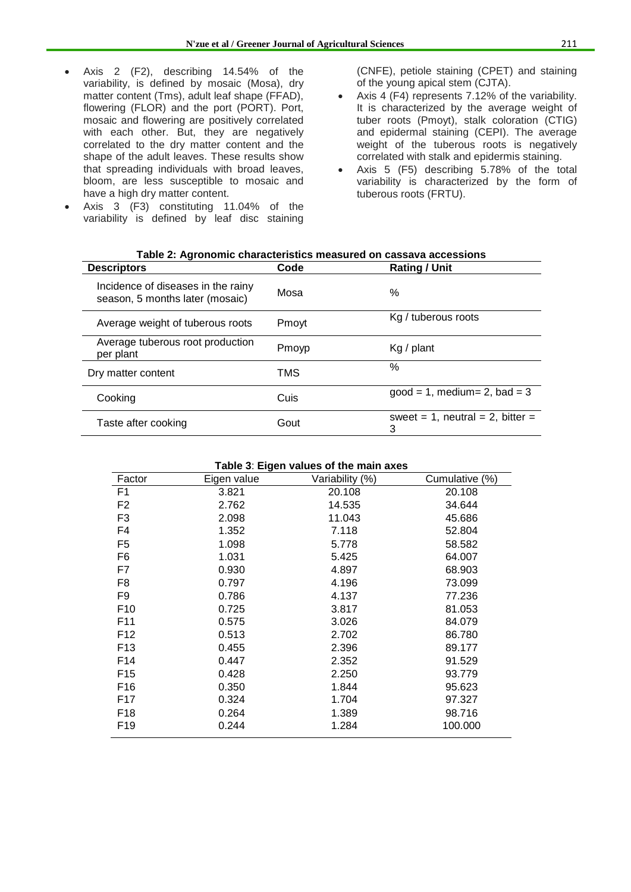- Axis 2 (F2), describing 14.54% of the variability, is defined by mosaic (Mosa), dry matter content (Tms), adult leaf shape (FFAD), flowering (FLOR) and the port (PORT). Port, mosaic and flowering are positively correlated with each other. But, they are negatively correlated to the dry matter content and the shape of the adult leaves. These results show that spreading individuals with broad leaves, bloom, are less susceptible to mosaic and have a high dry matter content.
- Axis 3 (F3) constituting 11.04% of the variability is defined by leaf disc staining (CNFE), petiole staining (CPET) and staining of the young apical stem (CJTA).
- Axis 4 (F4) represents 7.12% of the variability. It is characterized by the average weight of tuber roots (Pmoyt), stalk coloration (CTIG) and epidermal staining (CEPI). The average weight of the tuberous roots is negatively correlated with stalk and epidermis staining.
- Axis 5 (F5) describing 5.78% of the total variability is characterized by the form of tuberous roots (FRTU).

**Table 2: Agronomic characteristics measured on cassava accessions**

| Descriptors | Code | Rating / Unit |
|---|---|---|
| Incidence of diseases in the rainy season, 5 months later (mosaic) | Mosa | % |
| Average weight of tuberous roots | Pmoyt | Kg / tuberous roots |
| Average tuberous root production per plant | Pmoyp | Kg / plant |
| Dry matter content | TMS | % |
| Cooking | Cuis | good = 1, medium= 2, bad = 3 |
| Taste after cooking | Gout | sweet = 1, neutral = 2, bitter = 3 |

**Table 3**: **Eigen values of the main axes**

| Factor | Eigen value | Variability (%) | Cumulative (%) |
|---|---|---|---|
| F1 | 3.821 | 20.108 | 20.108 |
| F2 | 2.762 | 14.535 | 34.644 |
| F3 | 2.098 | 11.043 | 45.686 |
| F4 | 1.352 | 7.118 | 52.804 |
| F5 | 1.098 | 5.778 | 58.582 |
| F6 | 1.031 | 5.425 | 64.007 |
| F7 | 0.930 | 4.897 | 68.903 |
| F8 | 0.797 | 4.196 | 73.099 |
| F9 | 0.786 | 4.137 | 77.236 |
| F10 | 0.725 | 3.817 | 81.053 |
| F11 | 0.575 | 3.026 | 84.079 |
| F12 | 0.513 | 2.702 | 86.780 |
| F13 | 0.455 | 2.396 | 89.177 |
| F14 | 0.447 | 2.352 | 91.529 |
| F15 | 0.428 | 2.250 | 93.779 |
| F16 | 0.350 | 1.844 | 95.623 |
| F17 | 0.324 | 1.704 | 97.327 |
| F18 | 0.264 | 1.389 | 98.716 |
| F19 | 0.244 | 1.284 | 100.000 |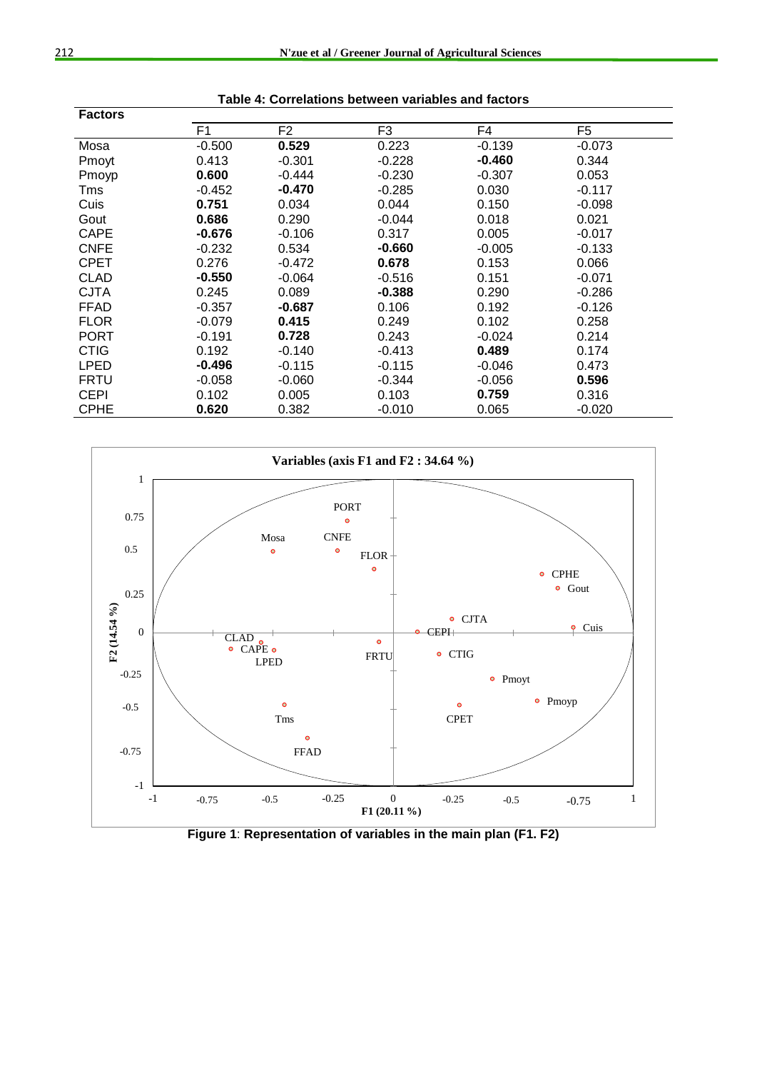**Table 4: Correlations between variables and factors**

| Factors | F1 | F2 | F3 | F4 | F5 |
|---|---|---|---|---|---|
| Mosa | -0.500 | **0.529** | 0.223 | -0.139 | -0.073 |
| Pmoyt | 0.413 | -0.301 | -0.228 | **-0.460** | 0.344 |
| Pmoyp | **0.600** | -0.444 | -0.230 | -0.307 | 0.053 |
| Tms | -0.452 | **-0.470** | -0.285 | 0.030 | -0.117 |
| Cuis | **0.751** | 0.034 | 0.044 | 0.150 | -0.098 |
| Gout | **0.686** | 0.290 | -0.044 | 0.018 | 0.021 |
| CAPE | **-0.676** | -0.106 | 0.317 | 0.005 | -0.017 |
| CNFE | -0.232 | 0.534 | **-0.660** | -0.005 | -0.133 |
| CPET | 0.276 | -0.472 | **0.678** | 0.153 | 0.066 |
| CLAD | **-0.550** | -0.064 | -0.516 | 0.151 | -0.071 |
| CJTA | 0.245 | 0.089 | **-0.388** | 0.290 | -0.286 |
| FFAD | -0.357 | **-0.687** | 0.106 | 0.192 | -0.126 |
| FLOR | -0.079 | **0.415** | 0.249 | 0.102 | 0.258 |
| PORT | -0.191 | **0.728** | 0.243 | -0.024 | 0.214 |
| CTIG | 0.192 | -0.140 | -0.413 | **0.489** | 0.174 |
| LPED | **-0.496** | -0.115 | -0.115 | -0.046 | 0.473 |
| FRTU | -0.058 | -0.060 | -0.344 | -0.056 | **0.596** |
| CEPI | 0.102 | 0.005 | 0.103 | **0.759** | 0.316 |
| CPHE | **0.620** | 0.382 | -0.010 | 0.065 | -0.020 |

**Figure 1**: **Representation of variables in the main plan (F1. F2)**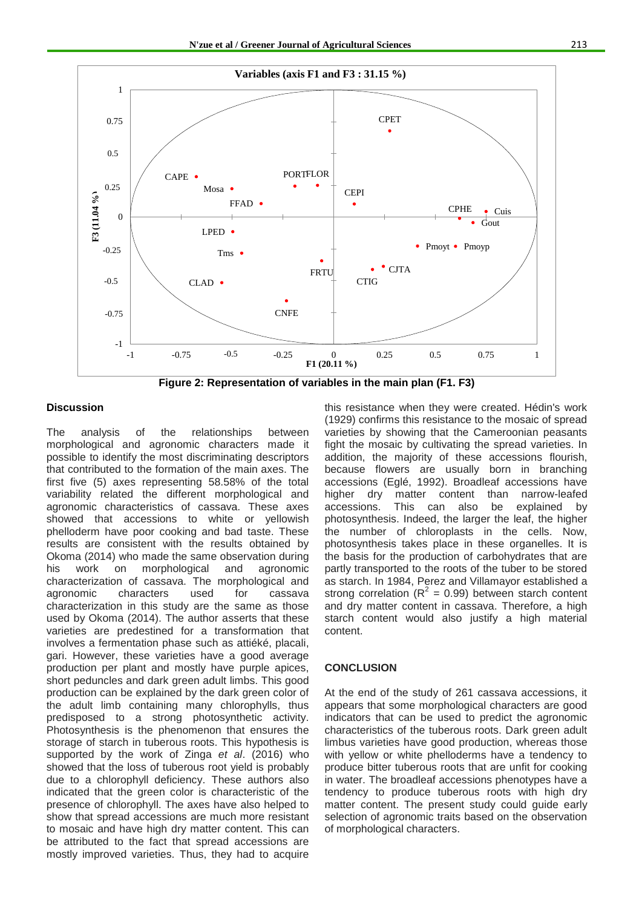Figure 2: Representation of variables in the main plan (F1. F3)

## Discussion

The analysis of the relationships between morphological and agronomic characters made it possible to identify the most discriminating descriptors that contributed to the formation of the main axes. The first five (5) axes representing 58.58% of the total variability related the different morphological and agronomic characteristics of cassava. These axes showed that accessions to white or yellowish phelloderm have poor cooking and bad taste. These results are consistent with the results obtained by Okoma (2014) who made the same observation during his work on morphological and agronomic characterization of cassava. The morphological and agronomic characters used for cassava characterization in this study are the same as those used by Okoma (2014). The author asserts that these varieties are predestined for a transformation that involves a fermentation phase such as attiéké, placali, gari. However, these varieties have a good average production per plant and mostly have purple apices, short peduncles and dark green adult limbs. This good production can be explained by the dark green color of the adult limb containing many chlorophylls, thus predisposed to a strong photosynthetic activity. Photosynthesis is the phenomenon that ensures the storage of starch in tuberous roots. This hypothesis is supported by the work of Zinga *et al*. (2016) who showed that the loss of tuberous root yield is probably due to a chlorophyll deficiency. These authors also indicated that the green color is characteristic of the presence of chlorophyll. The axes have also helped to show that spread accessions are much more resistant to mosaic and have high dry matter content. This can be attributed to the fact that spread accessions are mostly improved varieties. Thus, they had to acquire this resistance when they were created. Hédin's work (1929) confirms this resistance to the mosaic of spread varieties by showing that the Cameroonian peasants fight the mosaic by cultivating the spread varieties. In addition, the majority of these accessions flourish, because flowers are usually born in branching accessions (Eglé, 1992). Broadleaf accessions have higher dry matter content than narrow-leafed accessions. This can also be explained by photosynthesis. Indeed, the larger the leaf, the higher the number of chloroplasts in the cells. Now, photosynthesis takes place in these organelles. It is the basis for the production of carbohydrates that are partly transported to the roots of the tuber to be stored as starch. In 1984, Perez and Villamayor established a strong correlation ($R^2$ = 0.99) between starch content and dry matter content in cassava. Therefore, a high starch content would also justify a high material content.

## CONCLUSION

At the end of the study of 261 cassava accessions, it appears that some morphological characters are good indicators that can be used to predict the agronomic characteristics of the tuberous roots. Dark green adult limbus varieties have good production, whereas those with yellow or white phelloderms have a tendency to produce bitter tuberous roots that are unfit for cooking in water. The broadleaf accessions phenotypes have a tendency to produce tuberous roots with high dry matter content. The present study could guide early selection of agronomic traits based on the observation of morphological characters.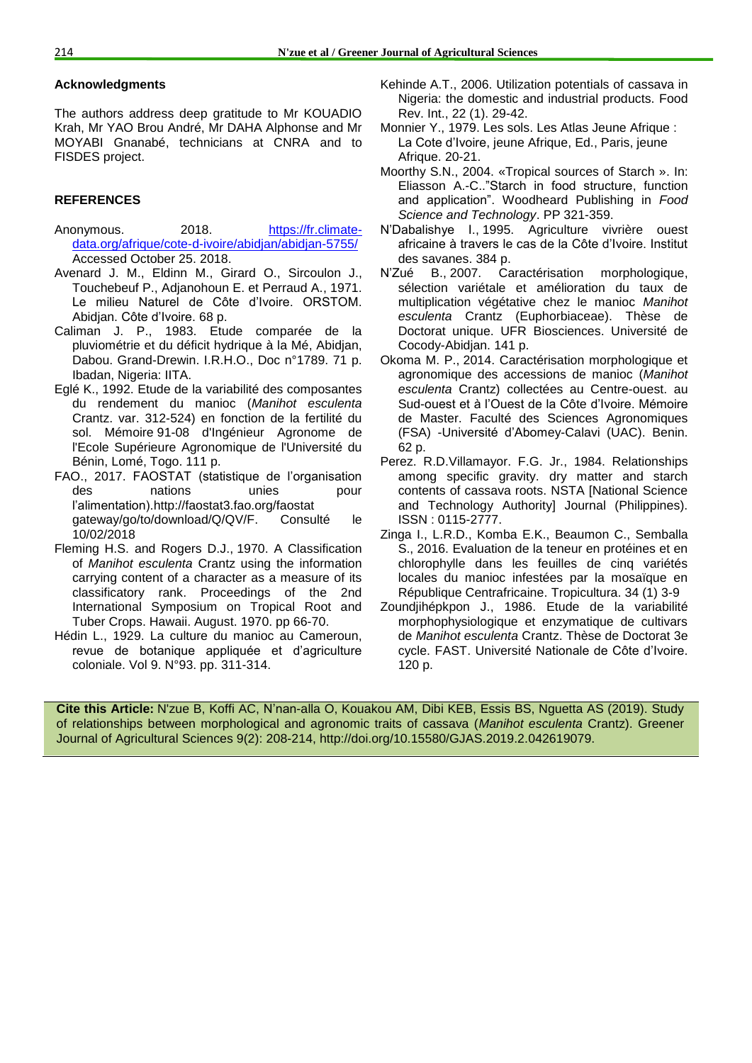## Acknowledgments

The authors address deep gratitude to Mr KOUADIO Krah, Mr YAO Brou André, Mr DAHA Alphonse and Mr MOYABI Gnanabé, technicians at CNRA and to FISDES project.

## REFERENCES

Anonymous. 2018. https://fr.climate-data.org/afrique/cote-d-ivoire/abidjan/abidjan-5755/ Accessed October 25. 2018.

Avenard J. M., Eldinn M., Girard O., Sircoulon J., Touchebeuf P., Adjanohoun E. et Perraud A., 1971. Le milieu Naturel de Côte d'Ivoire. ORSTOM. Abidjan. Côte d'Ivoire. 68 p.

Caliman J. P., 1983. Etude comparée de la pluviométrie et du déficit hydrique à la Mé, Abidjan, Dabou. Grand-Drewin. I.R.H.O., Doc n°1789. 71 p. Ibadan, Nigeria: IITA.

Eglé K., 1992. Etude de la variabilité des composantes du rendement du manioc (*Manihot esculenta* Crantz. var. 312-524) en fonction de la fertilité du sol. Mémoire 91-08 d'Ingénieur Agronome de l'Ecole Supérieure Agronomique de l'Université du Bénin, Lomé, Togo. 111 p.

FAO., 2017. FAOSTAT (statistique de l'organisation des nations unies pour l'alimentation).http://faostat3.fao.org/faostat gateway/go/to/download/Q/QV/F. Consulté le 10/02/2018

Fleming H.S. and Rogers D.J., 1970. A Classification of *Manihot esculenta* Crantz using the information carrying content of a character as a measure of its classificatory rank. Proceedings of the 2nd International Symposium on Tropical Root and Tuber Crops. Hawaii. August. 1970. pp 66-70.

Hédin L., 1929. La culture du manioc au Cameroun, revue de botanique appliquée et d'agriculture coloniale. Vol 9. N°93. pp. 311-314.

Kehinde A.T., 2006. Utilization potentials of cassava in Nigeria: the domestic and industrial products. Food Rev. Int., 22 (1). 29-42.

Monnier Y., 1979. Les sols. Les Atlas Jeune Afrique : La Cote d'Ivoire, jeune Afrique, Ed., Paris, jeune Afrique. 20-21.

Moorthy S.N., 2004. «Tropical sources of Starch ». In: Eliasson A.-C.."Starch in food structure, function and application". Woodheard Publishing in *Food Science and Technology*. PP 321-359.

N'Dabalishye I., 1995. Agriculture vivrière ouest africaine à travers le cas de la Côte d'Ivoire. Institut des savanes. 384 p.

N'Zué B., 2007. Caractérisation morphologique, sélection variétale et amélioration du taux de multiplication végétative chez le manioc *Manihot esculenta* Crantz (Euphorbiaceae). Thèse de Doctorat unique. UFR Biosciences. Université de Cocody-Abidjan. 141 p.

Okoma M. P., 2014. Caractérisation morphologique et agronomique des accessions de manioc (*Manihot esculenta* Crantz) collectées au Centre-ouest. au Sud-ouest et à l'Ouest de la Côte d'Ivoire. Mémoire de Master. Faculté des Sciences Agronomiques (FSA) -Université d'Abomey-Calavi (UAC). Benin. 62 p.

Perez. R.D.Villamayor. F.G. Jr., 1984. Relationships among specific gravity. dry matter and starch contents of cassava roots. NSTA [National Science and Technology Authority] Journal (Philippines). ISSN : 0115-2777.

Zinga I., L.R.D., Komba E.K., Beaumon C., Semballa S., 2016. Evaluation de la teneur en protéines et en chlorophylle dans les feuilles de cinq variétés locales du manioc infestées par la mosaïque en République Centrafricaine. Tropicultura. 34 (1) 3-9

Zoundjihépkpon J., 1986. Etude de la variabilité morphophysiologique et enzymatique de cultivars de *Manihot esculenta* Crantz. Thèse de Doctorat 3e cycle. FAST. Université Nationale de Côte d'Ivoire. 120 p.

**Cite this Article:** N'zue B, Koffi AC, N'nan-alla O, Kouakou AM, Dibi KEB, Essis BS, Nguetta AS (2019). Study of relationships between morphological and agronomic traits of cassava (*Manihot esculenta* Crantz). Greener Journal of Agricultural Sciences 9(2): 208-214, http://doi.org/10.15580/GJAS.2019.2.042619079.